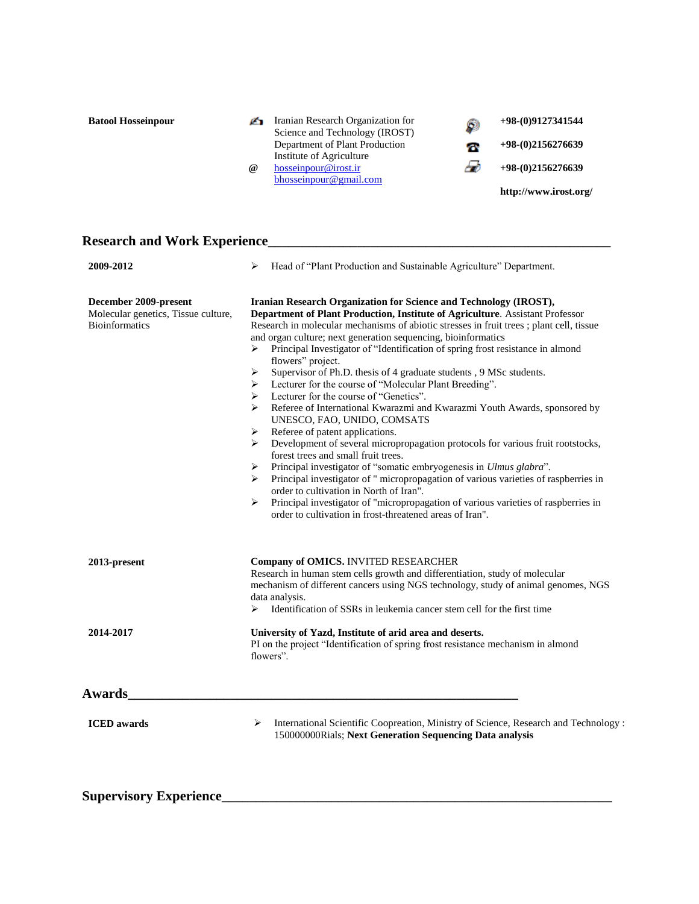**Batool Hosseinpour**

Iranian Research Organization for Science and Technology (IROST)
Department of Plant Production
Institute of Agriculture

@ hosseinpour@irost.ir
bhosseinpour@gmail.com

**+98-(0)9127341544**

**+98-(0)2156276639**

**+98-(0)2156276639**

**http://www.irost.org/**

## Research and Work Experience

**2009-2012**

- Head of "Plant Production and Sustainable Agriculture" Department.

**December 2009-present**
Molecular genetics, Tissue culture, Bioinformatics

**Iranian Research Organization for Science and Technology (IROST), Department of Plant Production, Institute of Agriculture**. Assistant Professor
Research in molecular mechanisms of abiotic stresses in fruit trees ; plant cell, tissue and organ culture; next generation sequencing, bioinformatics

- Principal Investigator of "Identification of spring frost resistance in almond flowers" project.
- Supervisor of Ph.D. thesis of 4 graduate students , 9 MSc students.
- Lecturer for the course of "Molecular Plant Breeding".
- Lecturer for the course of "Genetics".
- Referee of International Kwarazmi and Kwarazmi Youth Awards, sponsored by UNESCO, FAO, UNIDO, COMSATS
- Referee of patent applications.
- Development of several micropropagation protocols for various fruit rootstocks, forest trees and small fruit trees.
- Principal investigator of "somatic embryogenesis in *Ulmus glabra*".
- Principal investigator of " micropropagation of various varieties of raspberries in order to cultivation in North of Iran".
- Principal investigator of "micropropagation of various varieties of raspberries in order to cultivation in frost-threatened areas of Iran".

**2013-present**

**Company of OMICS.** INVITED RESEARCHER
Research in human stem cells growth and differentiation, study of molecular mechanism of different cancers using NGS technology, study of animal genomes, NGS data analysis.

- Identification of SSRs in leukemia cancer stem cell for the first time

**2014-2017**

**University of Yazd, Institute of arid area and deserts.**
PI on the project "Identification of spring frost resistance mechanism in almond flowers".

## Awards

**ICED awards**

- International Scientific Coopreation, Ministry of Science, Research and Technology : 150000000Rials; **Next Generation Sequencing Data analysis**

## Supervisory Experience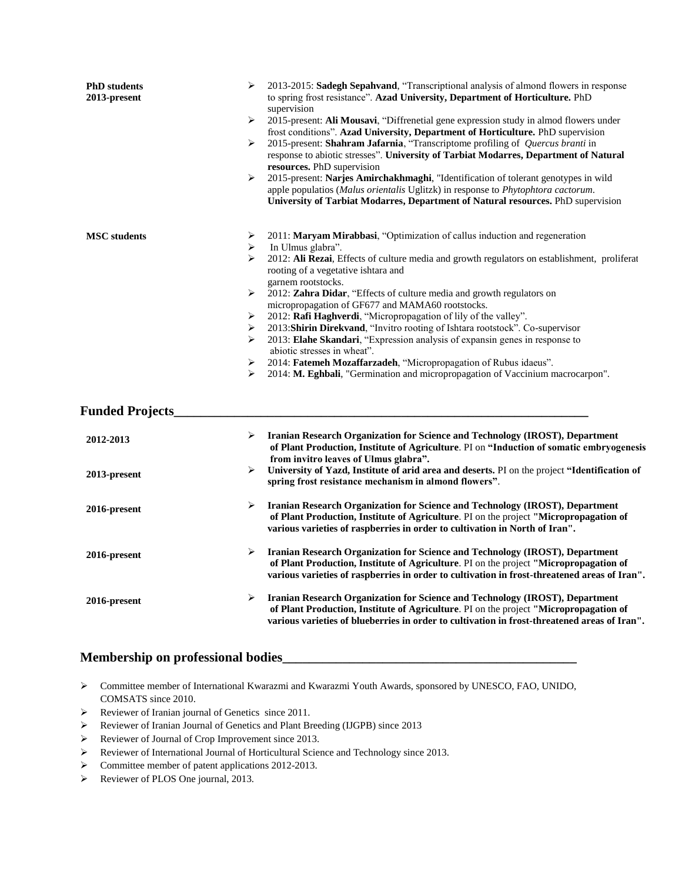**PhD students 2013-present**

- 2013-2015: **Sadegh Sepahvand**, "Transcriptional analysis of almond flowers in response to spring frost resistance". **Azad University, Department of Horticulture.** PhD supervision
- 2015-present: **Ali Mousavi**, "Diffrenetial gene expression study in almod flowers under frost conditions". **Azad University, Department of Horticulture.** PhD supervision
- 2015-present: **Shahram Jafarnia**, "Transcriptome profiling of *Quercus branti* in response to abiotic stresses". **University of Tarbiat Modarres, Department of Natural resources.** PhD supervision
- 2015-present: **Narjes Amirchakhmaghi**, "Identification of tolerant genotypes in wild apple populatios (*Malus orientalis* Uglitzk) in response to *Phytophtora cactorum*. **University of Tarbiat Modarres, Department of Natural resources.** PhD supervision

**MSC students**

- 2011: **Maryam Mirabbasi**, "Optimization of callus induction and regeneration
- In Ulmus glabra".
- 2012: **Ali Rezai**, Effects of culture media and growth regulators on establishment, proliferat rooting of a vegetative ishtara and garnem rootstocks.
- 2012: **Zahra Didar**, "Effects of culture media and growth regulators on micropropagation of GF677 and MAMA60 rootstocks.
- 2012: **Rafi Haghverdi**, "Micropropagation of lily of the valley".
- 2013:**Shirin Direkvand**, "Invitro rooting of Ishtara rootstock". Co-supervisor
- 2013: **Elahe Skandari**, "Expression analysis of expansin genes in response to abiotic stresses in wheat".
- 2014: **Fatemeh Mozaffarzadeh**, "Micropropagation of Rubus idaeus".
- 2014: **M. Eghbali**, "Germination and micropropagation of Vaccinium macrocarpon".

## Funded Projects

**2012-2013**
- **Iranian Research Organization for Science and Technology (IROST), Department of Plant Production, Institute of Agriculture**. PI on **"Induction of somatic embryogenesis from invitro leaves of Ulmus glabra".**

**2013-present**
- **University of Yazd, Institute of arid area and deserts.** PI on the project **"Identification of spring frost resistance mechanism in almond flowers"**.

**2016-present**
- **Iranian Research Organization for Science and Technology (IROST), Department of Plant Production, Institute of Agriculture**. PI on the project **"Micropropagation of various varieties of raspberries in order to cultivation in North of Iran".**

**2016-present**
- **Iranian Research Organization for Science and Technology (IROST), Department of Plant Production, Institute of Agriculture**. PI on the project **"Micropropagation of various varieties of raspberries in order to cultivation in frost-threatened areas of Iran".**

**2016-present**
- **Iranian Research Organization for Science and Technology (IROST), Department of Plant Production, Institute of Agriculture**. PI on the project **"Micropropagation of various varieties of blueberries in order to cultivation in frost-threatened areas of Iran".**

## Membership on professional bodies

- Committee member of International Kwarazmi and Kwarazmi Youth Awards, sponsored by UNESCO, FAO, UNIDO, COMSATS since 2010.
- Reviewer of Iranian journal of Genetics since 2011.
- Reviewer of Iranian Journal of Genetics and Plant Breeding (IJGPB) since 2013
- Reviewer of Journal of Crop Improvement since 2013.
- Reviewer of International Journal of Horticultural Science and Technology since 2013.
- Committee member of patent applications 2012-2013.
- Reviewer of PLOS One journal, 2013.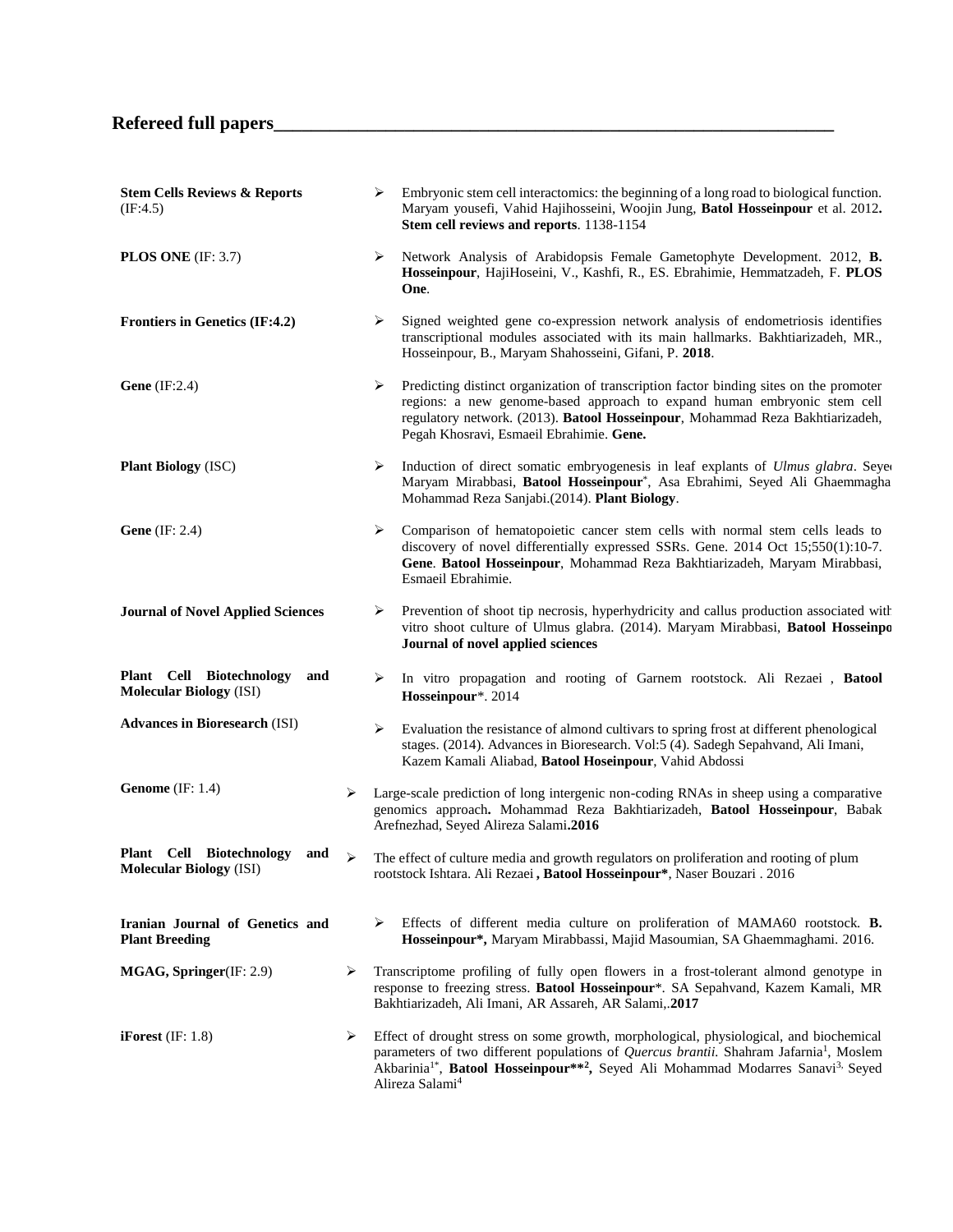## Refereed full papers

| | |
|---|---|
| **Stem Cells Reviews & Reports** (IF:4.5) | ➢ Embryonic stem cell interactomics: the beginning of a long road to biological function. Maryam yousefi, Vahid Hajihosseini, Woojin Jung, **Batol Hosseinpour** et al. 2012**. Stem cell reviews and reports**. 1138-1154 |
| **PLOS ONE** (IF: 3.7) | ➢ Network Analysis of Arabidopsis Female Gametophyte Development. 2012, **B. Hosseinpour**, HajiHoseini, V., Kashfi, R., ES. Ebrahimie, Hemmatzadeh, F. **PLOS One**. |
| **Frontiers in Genetics (IF:4.2)** | ➢ Signed weighted gene co-expression network analysis of endometriosis identifies transcriptional modules associated with its main hallmarks. Bakhtiarizadeh, MR., Hosseinpour, B., Maryam Shahosseini, Gifani, P. **2018**. |
| **Gene** (IF:2.4) | ➢ Predicting distinct organization of transcription factor binding sites on the promoter regions: a new genome-based approach to expand human embryonic stem cell regulatory network. (2013). **Batool Hosseinpour**, Mohammad Reza Bakhtiarizadeh, Pegah Khosravi, Esmaeil Ebrahimie. **Gene.** |
| **Plant Biology** (ISC) | ➢ Induction of direct somatic embryogenesis in leaf explants of *Ulmus glabra*. Seyed Maryam Mirabbasi, **Batool Hosseinpour**\*, Asa Ebrahimi, Seyed Ali Ghaemmagha Mohammad Reza Sanjabi.(2014). **Plant Biology**. |
| **Gene** (IF: 2.4) | ➢ Comparison of hematopoietic cancer stem cells with normal stem cells leads to discovery of novel differentially expressed SSRs. Gene. 2014 Oct 15;550(1):10-7. **Gene**. **Batool Hosseinpour**, Mohammad Reza Bakhtiarizadeh, Maryam Mirabbasi, Esmaeil Ebrahimie. |
| **Journal of Novel Applied Sciences** | ➢ Prevention of shoot tip necrosis, hyperhydricity and callus production associated with vitro shoot culture of Ulmus glabra. (2014). Maryam Mirabbasi, **Batool Hosseinpo Journal of novel applied sciences** |
| **Plant Cell Biotechnology and Molecular Biology** (ISI) | ➢ In vitro propagation and rooting of Garnem rootstock. Ali Rezaei , **Batool Hosseinpour**\*. 2014 |
| **Advances in Bioresearch** (ISI) | ➢ Evaluation the resistance of almond cultivars to spring frost at different phenological stages. (2014). Advances in Bioresearch. Vol:5 (4). Sadegh Sepahvand, Ali Imani, Kazem Kamali Aliabad, **Batool Hoseinpour**, Vahid Abdossi |
| **Genome** (IF: 1.4) | ➢ Large-scale prediction of long intergenic non-coding RNAs in sheep using a comparative genomics approach**.** Mohammad Reza Bakhtiarizadeh, **Batool Hosseinpour**, Babak Arefnezhad, Seyed Alireza Salami**.2016** |
| **Plant Cell Biotechnology and Molecular Biology** (ISI) | ➢ The effect of culture media and growth regulators on proliferation and rooting of plum rootstock Ishtara. Ali Rezaei **, Batool Hosseinpour\***, Naser Bouzari . 2016 |
| **Iranian Journal of Genetics and Plant Breeding** | ➢ Effects of different media culture on proliferation of MAMA60 rootstock. **B. Hosseinpour\*,** Maryam Mirabbassi, Majid Masoumian, SA Ghaemmaghami. 2016. |
| **MGAG, Springer**(IF: 2.9) | ➢ Transcriptome profiling of fully open flowers in a frost-tolerant almond genotype in response to freezing stress. **Batool Hosseinpour**\*. SA Sepahvand, Kazem Kamali, MR Bakhtiarizadeh, Ali Imani, AR Assareh, AR Salami,.**2017** |
| **iForest** (IF: 1.8) | ➢ Effect of drought stress on some growth, morphological, physiological, and biochemical parameters of two different populations of *Quercus brantii.* Shahram Jafarnia[1], Moslem Akbarinia[1*], **Batool Hosseinpour\*\*[2],** Seyed Ali Mohammad Modarres Sanavi[3,] Seyed Alireza Salami[4] |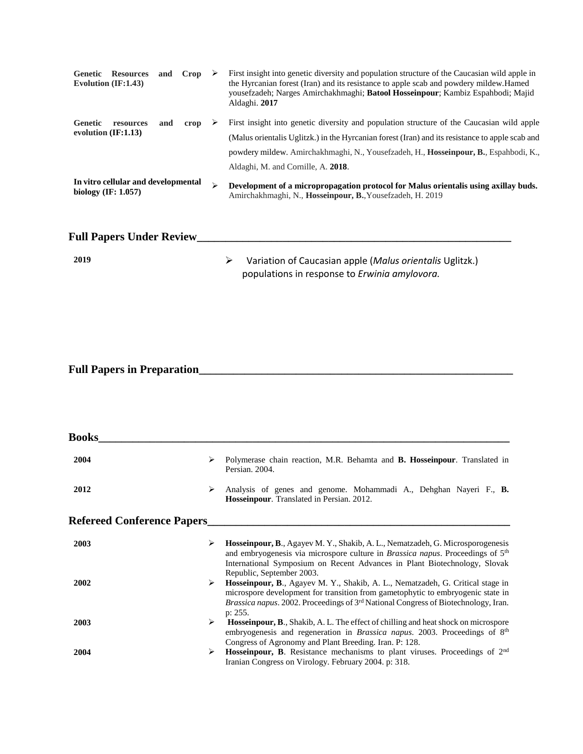| | |
|---|---|
| **Genetic Resources and Crop Evolution (IF:1.43)** | ➢ First insight into genetic diversity and population structure of the Caucasian wild apple in the Hyrcanian forest (Iran) and its resistance to apple scab and powdery mildew.Hamed yousefzadeh; Narges Amirchakhmaghi; **Batool Hosseinpour**; Kambiz Espahbodi; Majid Aldaghi. **2017** |
| **Genetic resources and crop evolution (IF:1.13)** | ➢ First insight into genetic diversity and population structure of the Caucasian wild apple (Malus orientalis Uglitzk.) in the Hyrcanian forest (Iran) and its resistance to apple scab and powdery mildew. Amirchakhmaghi, N., Yousefzadeh, H., **Hosseinpour, B.**, Espahbodi, K., Aldaghi, M. and Cornille, A. **2018**. |
| **In vitro cellular and developmental biology (IF: 1.057)** | ➢ **Development of a micropropagation protocol for Malus orientalis using axillay buds.** Amirchakhmaghi, N., **Hosseinpour, B.**,Yousefzadeh, H. 2019 |

## Full Papers Under Review

| | |
|---|---|
| **2019** | ➢ Variation of Caucasian apple (*Malus orientalis* Uglitzk.) populations in response to *Erwinia amylovora.* |

## Full Papers in Preparation

## Books

| | |
|---|---|
| **2004** | ➢ Polymerase chain reaction, M.R. Behamta and **B. Hosseinpour**. Translated in Persian. 2004. |
| **2012** | ➢ Analysis of genes and genome. Mohammadi A., Dehghan Nayeri F., **B. Hosseinpour**. Translated in Persian. 2012. |

## Refereed Conference Papers

| | |
|---|---|
| **2003** | ➢ **Hosseinpour, B**., Agayev M. Y., Shakib, A. L., Nematzadeh, G. Microsporogenesis and embryogenesis via microspore culture in *Brassica napus*. Proceedings of 5th International Symposium on Recent Advances in Plant Biotechnology, Slovak Republic, September 2003. |
| **2002** | ➢ **Hosseinpour, B**., Agayev M. Y., Shakib, A. L., Nematzadeh, G. Critical stage in microspore development for transition from gametophytic to embryogenic state in *Brassica napus*. 2002. Proceedings of 3rd National Congress of Biotechnology, Iran. p: 255. |
| **2003** | ➢ **Hosseinpour, B**., Shakib, A. L. The effect of chilling and heat shock on microspore embryogenesis and regeneration in *Brassica napus*. 2003. Proceedings of 8th Congress of Agronomy and Plant Breeding. Iran. P: 128. |
| **2004** | ➢ **Hosseinpour, B**. Resistance mechanisms to plant viruses. Proceedings of 2nd Iranian Congress on Virology. February 2004. p: 318. |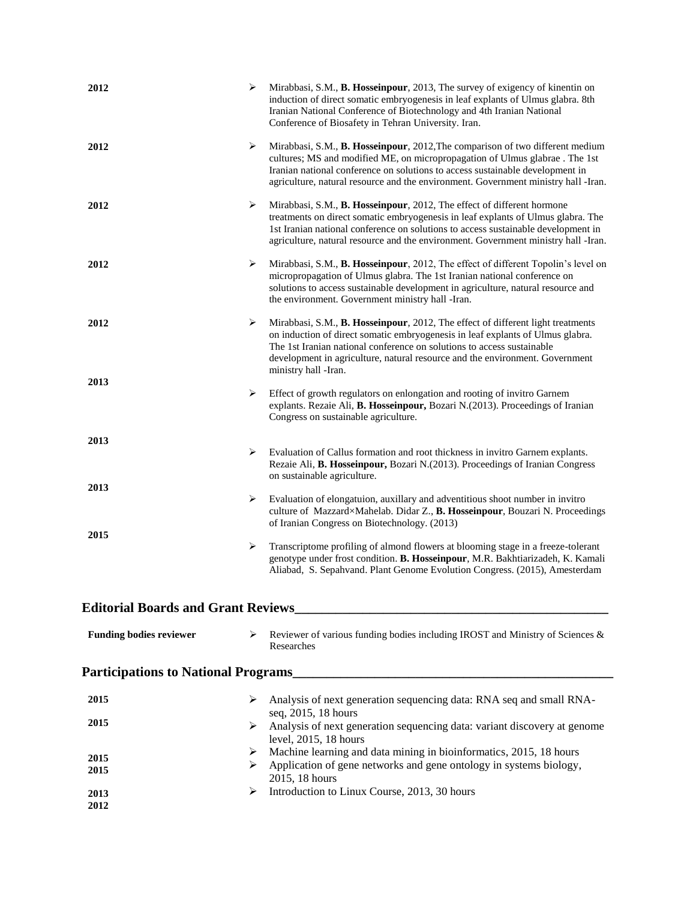| | |
|---|---|
| **2012** | Mirabbasi, S.M., **B. Hosseinpour**, 2013, The survey of exigency of kinentin on induction of direct somatic embryogenesis in leaf explants of Ulmus glabra. 8th Iranian National Conference of Biotechnology and 4th Iranian National Conference of Biosafety in Tehran University. Iran. |
| **2012** | Mirabbasi, S.M., **B. Hosseinpour**, 2012,The comparison of two different medium cultures; MS and modified ME, on micropropagation of Ulmus glabrae . The 1st Iranian national conference on solutions to access sustainable development in agriculture, natural resource and the environment. Government ministry hall -Iran. |
| **2012** | Mirabbasi, S.M., **B. Hosseinpour**, 2012, The effect of different hormone treatments on direct somatic embryogenesis in leaf explants of Ulmus glabra. The 1st Iranian national conference on solutions to access sustainable development in agriculture, natural resource and the environment. Government ministry hall -Iran. |
| **2012** | Mirabbasi, S.M., **B. Hosseinpour**, 2012, The effect of different Topolin's level on micropropagation of Ulmus glabra. The 1st Iranian national conference on solutions to access sustainable development in agriculture, natural resource and the environment. Government ministry hall -Iran. |
| **2012** | Mirabbasi, S.M., **B. Hosseinpour**, 2012, The effect of different light treatments on induction of direct somatic embryogenesis in leaf explants of Ulmus glabra. The 1st Iranian national conference on solutions to access sustainable development in agriculture, natural resource and the environment. Government ministry hall -Iran. |
| **2013** | Effect of growth regulators on enlongation and rooting of invitro Garnem explants. Rezaie Ali, **B. Hosseinpour,** Bozari N.(2013). Proceedings of Iranian Congress on sustainable agriculture. |
| **2013** | Evaluation of Callus formation and root thickness in invitro Garnem explants. Rezaie Ali, **B. Hosseinpour,** Bozari N.(2013). Proceedings of Iranian Congress on sustainable agriculture. |
| **2013** | Evaluation of elongatuion, auxillary and adventitious shoot number in invitro culture of Mazzard×Mahelab. Didar Z., **B. Hosseinpour**, Bouzari N. Proceedings of Iranian Congress on Biotechnology. (2013) |
| **2015** | Transcriptome profiling of almond flowers at blooming stage in a freeze-tolerant genotype under frost condition. **B. Hosseinpour**, M.R. Bakhtiarizadeh, K. Kamali Aliabad, S. Sepahvand. Plant Genome Evolution Congress. (2015), Amesterdam |

## Editorial Boards and Grant Reviews

| | |
|---|---|
| **Funding bodies reviewer** | Reviewer of various funding bodies including IROST and Ministry of Sciences & Researches |

## Participations to National Programs

| | |
|---|---|
| **2015** | Analysis of next generation sequencing data: RNA seq and small RNA-seq, 2015, 18 hours |
| **2015** | Analysis of next generation sequencing data: variant discovery at genome level, 2015, 18 hours |
| **2015** | Machine learning and data mining in bioinformatics, 2015, 18 hours |
| **2015** | Application of gene networks and gene ontology in systems biology, 2015, 18 hours |
| **2013** | Introduction to Linux Course, 2013, 30 hours |
| **2012** | |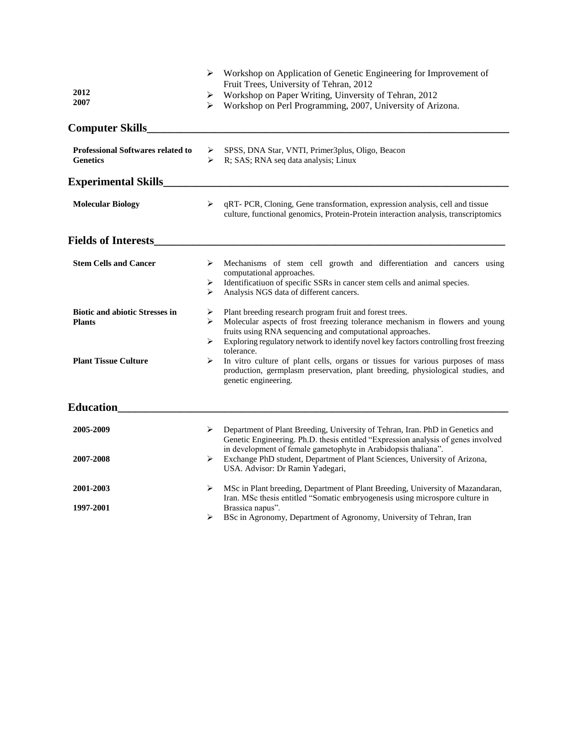- Workshop on Application of Genetic Engineering for Improvement of Fruit Trees, University of Tehran, 2012

**2012**
- Workshop on Paper Writing, Uinversity of Tehran, 2012

**2007**
- Workshop on Perl Programming, 2007, University of Arizona.

## Computer Skills

**Professional Softwares related to Genetics**
- SPSS, DNA Star, VNTI, Primer3plus, Oligo, Beacon
- R; SAS; RNA seq data analysis; Linux

## Experimental Skills

**Molecular Biology**
- qRT- PCR, Cloning, Gene transformation, expression analysis, cell and tissue culture, functional genomics, Protein-Protein interaction analysis, transcriptomics

## Fields of Interests

**Stem Cells and Cancer**
- Mechanisms of stem cell growth and differentiation and cancers using computational approaches.
- Identificatiuon of specific SSRs in cancer stem cells and animal species.
- Analysis NGS data of different cancers.

**Biotic and abiotic Stresses in Plants**
- Plant breeding research program fruit and forest trees.
- Molecular aspects of frost freezing tolerance mechanism in flowers and young fruits using RNA sequencing and computational approaches.
- Exploring regulatory network to identify novel key factors controlling frost freezing tolerance.

**Plant Tissue Culture**
- In vitro culture of plant cells, organs or tissues for various purposes of mass production, germplasm preservation, plant breeding, physiological studies, and genetic engineering.

## Education

**2005-2009**
- Department of Plant Breeding, University of Tehran, Iran. PhD in Genetics and Genetic Engineering. Ph.D. thesis entitled "Expression analysis of genes involved in development of female gametophyte in Arabidopsis thaliana".

**2007-2008**
- Exchange PhD student, Department of Plant Sciences, University of Arizona, USA. Advisor: Dr Ramin Yadegari,

**2001-2003**
- MSc in Plant breeding, Department of Plant Breeding, University of Mazandaran, Iran. MSc thesis entitled "Somatic embryogenesis using microspore culture in Brassica napus".

**1997-2001**
- BSc in Agronomy, Department of Agronomy, University of Tehran, Iran